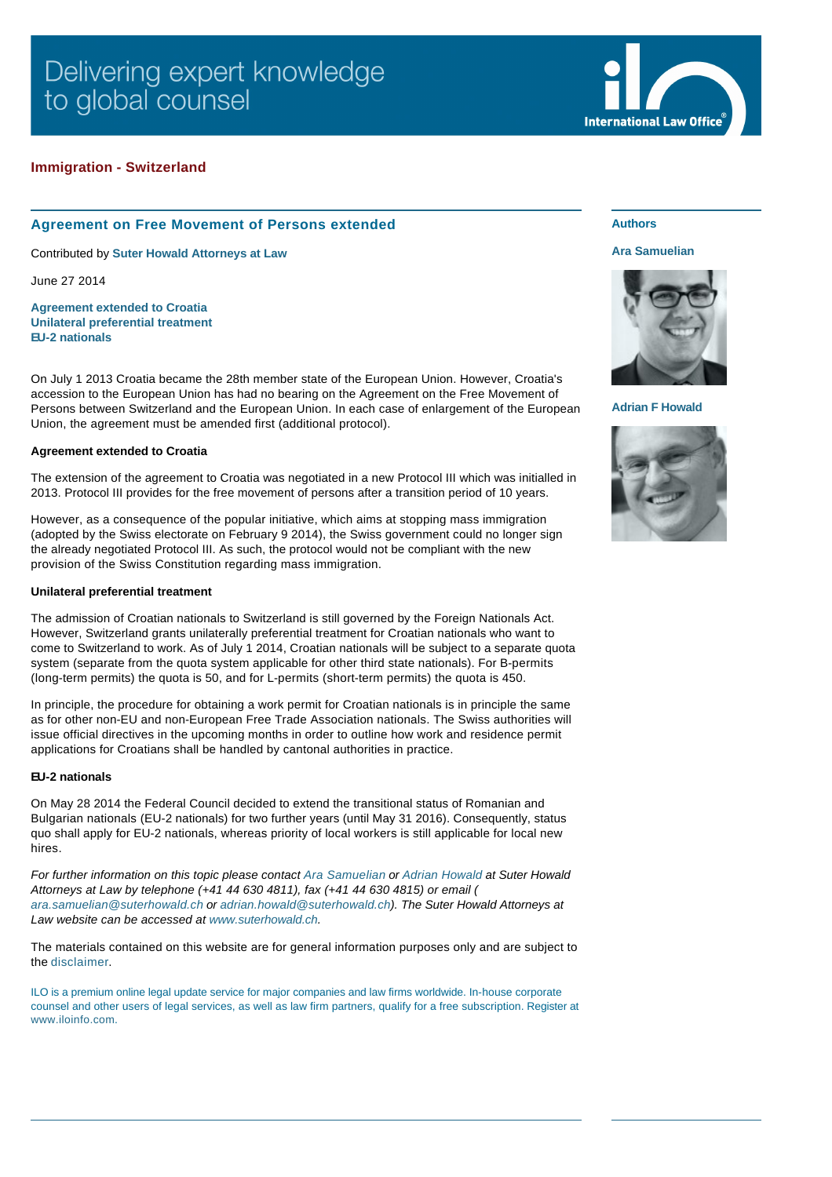Delivering expert knowledge to global counsel

## Immigration - Switzerland

# Agreement on Free Movement of Persons extended

Contributed by **Suter Howald Attorneys at Law**

June 27 2014

**Agreement extended to Croatia**
**Unilateral preferential treatment**
**EU-2 nationals**

On July 1 2013 Croatia became the 28th member state of the European Union. However, Croatia's accession to the European Union has had no bearing on the Agreement on the Free Movement of Persons between Switzerland and the European Union. In each case of enlargement of the European Union, the agreement must be amended first (additional protocol).

### Agreement extended to Croatia

The extension of the agreement to Croatia was negotiated in a new Protocol III which was initialled in 2013. Protocol III provides for the free movement of persons after a transition period of 10 years.

However, as a consequence of the popular initiative, which aims at stopping mass immigration (adopted by the Swiss electorate on February 9 2014), the Swiss government could no longer sign the already negotiated Protocol III. As such, the protocol would not be compliant with the new provision of the Swiss Constitution regarding mass immigration.

### Unilateral preferential treatment

The admission of Croatian nationals to Switzerland is still governed by the Foreign Nationals Act. However, Switzerland grants unilaterally preferential treatment for Croatian nationals who want to come to Switzerland to work. As of July 1 2014, Croatian nationals will be subject to a separate quota system (separate from the quota system applicable for other third state nationals). For B-permits (long-term permits) the quota is 50, and for L-permits (short-term permits) the quota is 450.

In principle, the procedure for obtaining a work permit for Croatian nationals is in principle the same as for other non-EU and non-European Free Trade Association nationals. The Swiss authorities will issue official directives in the upcoming months in order to outline how work and residence permit applications for Croatians shall be handled by cantonal authorities in practice.

### EU-2 nationals

On May 28 2014 the Federal Council decided to extend the transitional status of Romanian and Bulgarian nationals (EU-2 nationals) for two further years (until May 31 2016). Consequently, status quo shall apply for EU-2 nationals, whereas priority of local workers is still applicable for local new hires.

*For further information on this topic please contact Ara Samuelian or Adrian Howald at Suter Howald Attorneys at Law by telephone (+41 44 630 4811), fax (+41 44 630 4815) or email ( ara.samuelian@suterhowald.ch or adrian.howald@suterhowald.ch). The Suter Howald Attorneys at Law website can be accessed at www.suterhowald.ch.*

The materials contained on this website are for general information purposes only and are subject to the disclaimer.

ILO is a premium online legal update service for major companies and law firms worldwide. In-house corporate counsel and other users of legal services, as well as law firm partners, qualify for a free subscription. Register at www.iloinfo.com.

**Authors**

**Ara Samuelian**

**Adrian F Howald**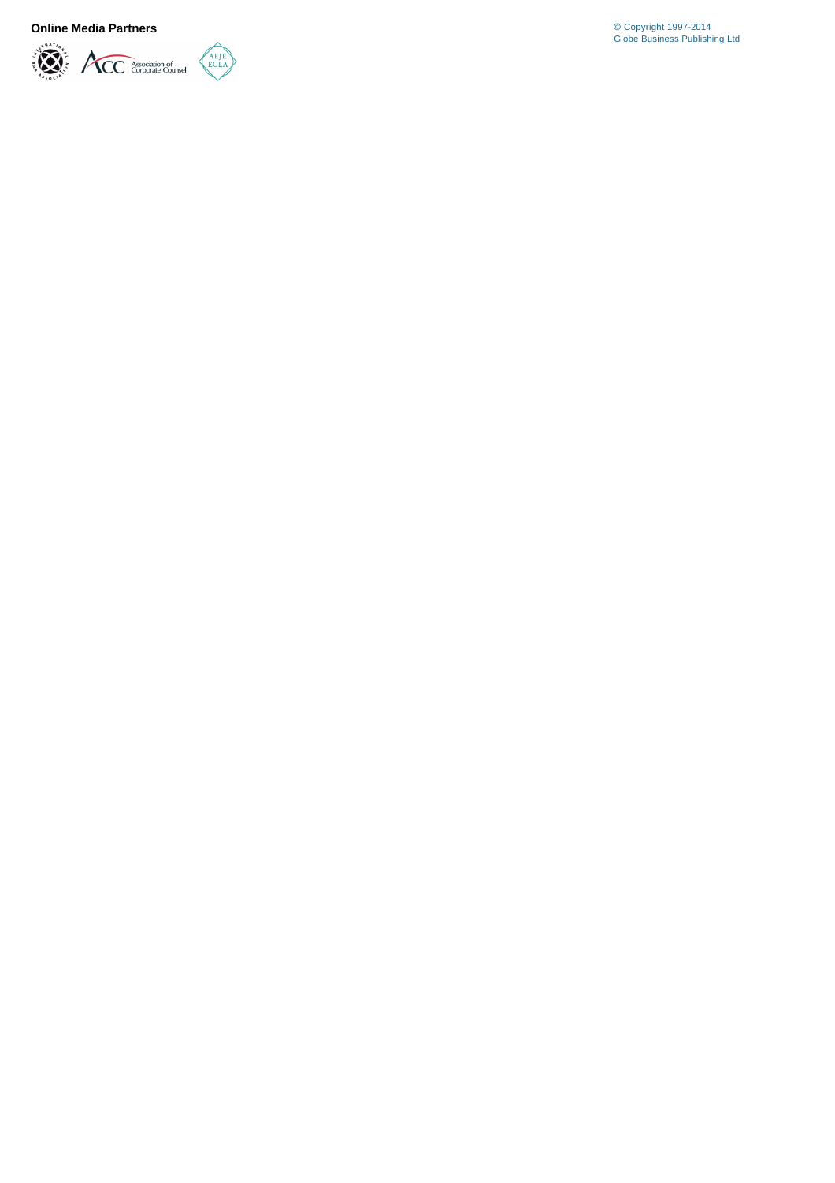**Online Media Partners**

© Copyright 1997-2014
Globe Business Publishing Ltd